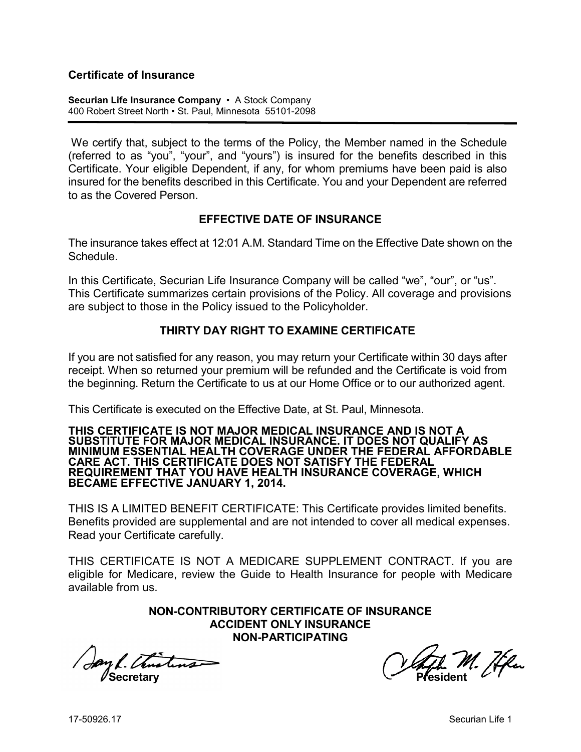## Certificate of Insurance

**Securian Life Insurance Company** • A Stock Company
400 Robert Street North • St. Paul, Minnesota 55101-2098

We certify that, subject to the terms of the Policy, the Member named in the Schedule (referred to as "you", "your", and "yours") is insured for the benefits described in this Certificate. Your eligible Dependent, if any, for whom premiums have been paid is also insured for the benefits described in this Certificate. You and your Dependent are referred to as the Covered Person.

### EFFECTIVE DATE OF INSURANCE

The insurance takes effect at 12:01 A.M. Standard Time on the Effective Date shown on the Schedule.

In this Certificate, Securian Life Insurance Company will be called "we", "our", or "us". This Certificate summarizes certain provisions of the Policy. All coverage and provisions are subject to those in the Policy issued to the Policyholder.

### THIRTY DAY RIGHT TO EXAMINE CERTIFICATE

If you are not satisfied for any reason, you may return your Certificate within 30 days after receipt. When so returned your premium will be refunded and the Certificate is void from the beginning. Return the Certificate to us at our Home Office or to our authorized agent.

This Certificate is executed on the Effective Date, at St. Paul, Minnesota.

**THIS CERTIFICATE IS NOT MAJOR MEDICAL INSURANCE AND IS NOT A SUBSTITUTE FOR MAJOR MEDICAL INSURANCE. IT DOES NOT QUALIFY AS MINIMUM ESSENTIAL HEALTH COVERAGE UNDER THE FEDERAL AFFORDABLE CARE ACT. THIS CERTIFICATE DOES NOT SATISFY THE FEDERAL REQUIREMENT THAT YOU HAVE HEALTH INSURANCE COVERAGE, WHICH BECAME EFFECTIVE JANUARY 1, 2014.**

THIS IS A LIMITED BENEFIT CERTIFICATE: This Certificate provides limited benefits. Benefits provided are supplemental and are not intended to cover all medical expenses. Read your Certificate carefully.

THIS CERTIFICATE IS NOT A MEDICARE SUPPLEMENT CONTRACT. If you are eligible for Medicare, review the Guide to Health Insurance for people with Medicare available from us.

**NON-CONTRIBUTORY CERTIFICATE OF INSURANCE**
**ACCIDENT ONLY INSURANCE**
**NON-PARTICIPATING**

**Secretary** **President**

17-50926.17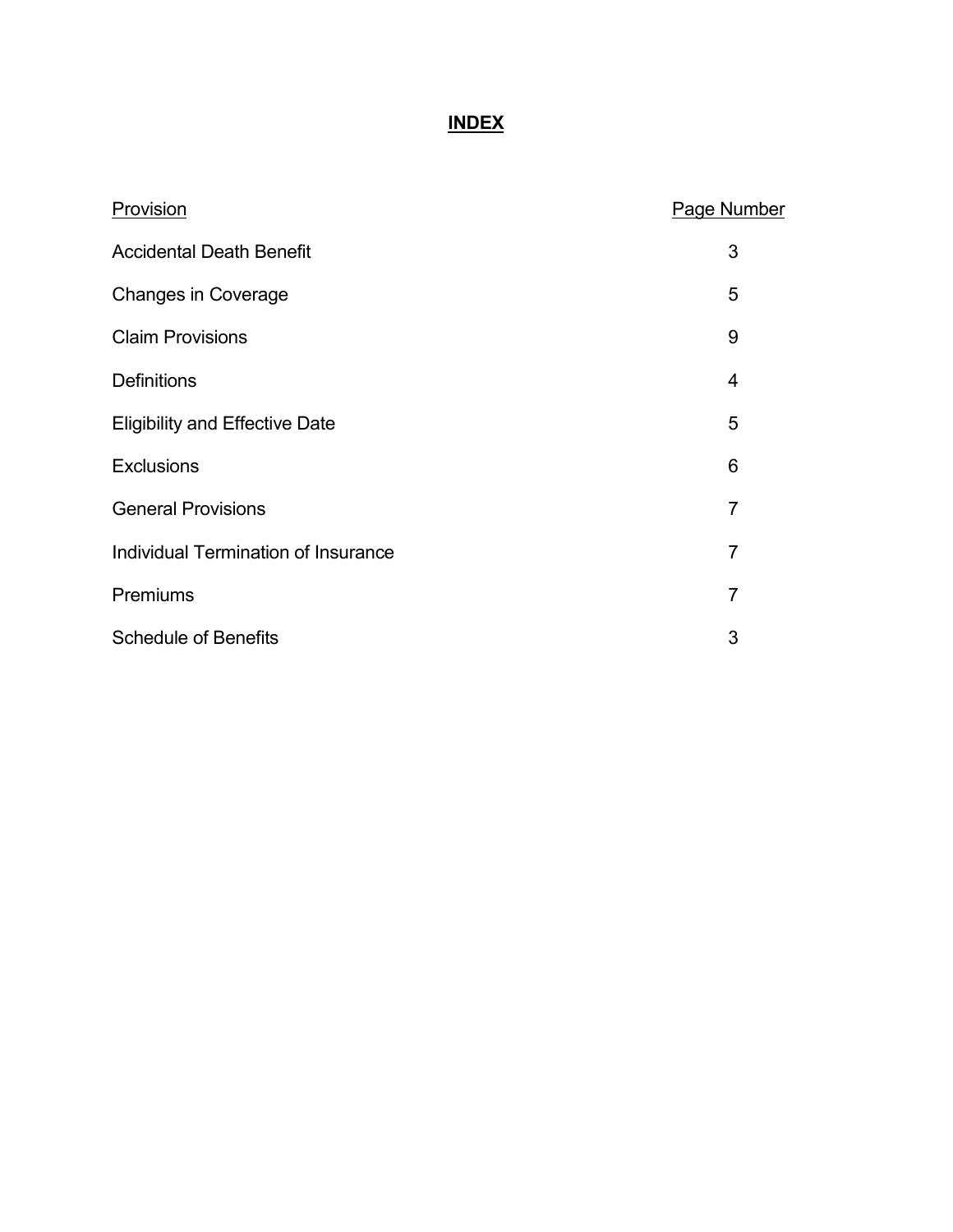# INDEX

| Provision | Page Number |
| --- | --- |
| Accidental Death Benefit | 3 |
| Changes in Coverage | 5 |
| Claim Provisions | 9 |
| Definitions | 4 |
| Eligibility and Effective Date | 5 |
| Exclusions | 6 |
| General Provisions | 7 |
| Individual Termination of Insurance | 7 |
| Premiums | 7 |
| Schedule of Benefits | 3 |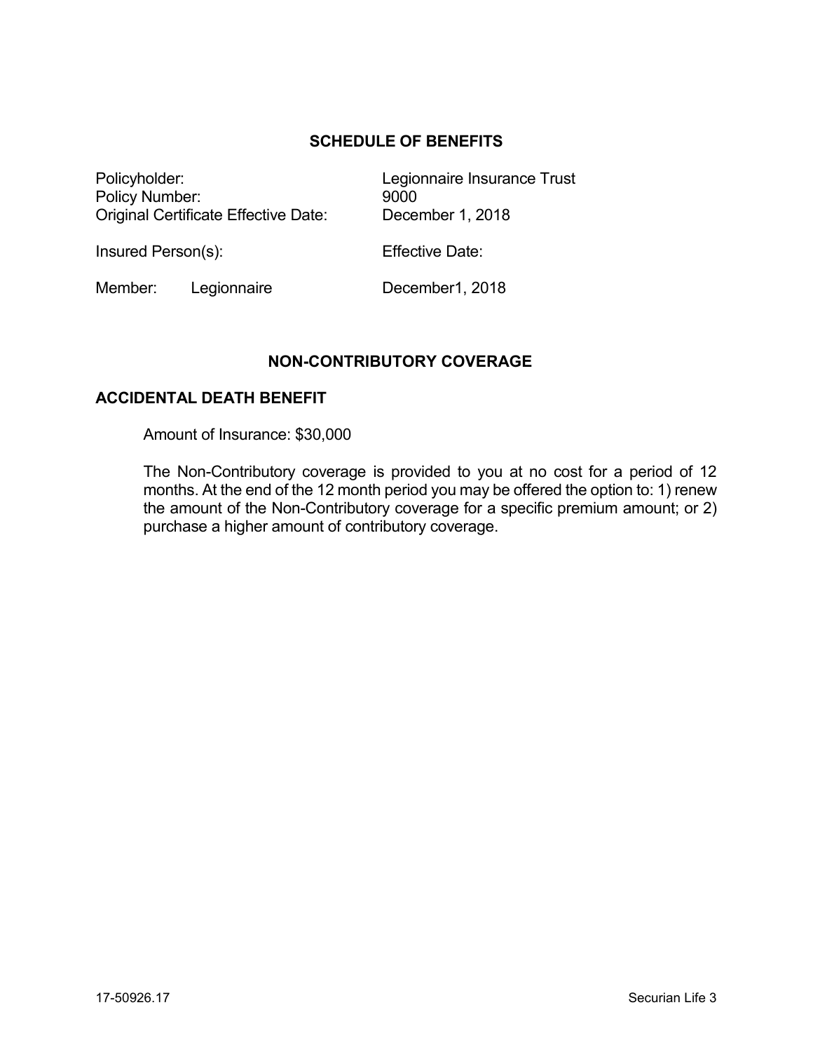## SCHEDULE OF BENEFITS

| | |
|---|---|
| Policyholder: | Legionnaire Insurance Trust |
| Policy Number: | 9000 |
| Original Certificate Effective Date: | December 1, 2018 |

| | | |
|---|---|---|
| Insured Person(s): | | Effective Date: |
| Member: | Legionnaire | December1, 2018 |

## NON-CONTRIBUTORY COVERAGE

### ACCIDENTAL DEATH BENEFIT

Amount of Insurance: $30,000

The Non-Contributory coverage is provided to you at no cost for a period of 12 months. At the end of the 12 month period you may be offered the option to: 1) renew the amount of the Non-Contributory coverage for a specific premium amount; or 2) purchase a higher amount of contributory coverage.

17-50926.17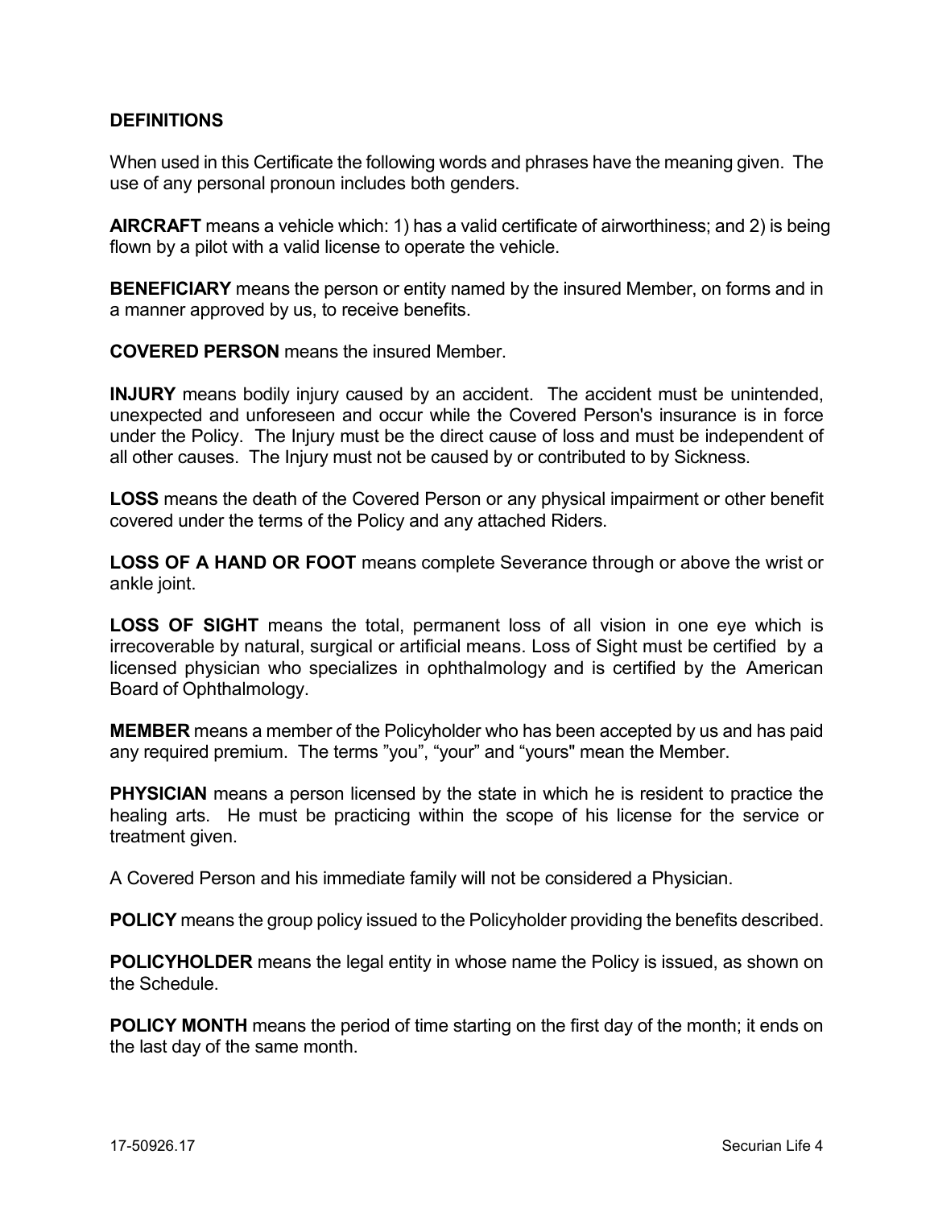## DEFINITIONS

When used in this Certificate the following words and phrases have the meaning given. The use of any personal pronoun includes both genders.

**AIRCRAFT** means a vehicle which: 1) has a valid certificate of airworthiness; and 2) is being flown by a pilot with a valid license to operate the vehicle.

**BENEFICIARY** means the person or entity named by the insured Member, on forms and in a manner approved by us, to receive benefits.

**COVERED PERSON** means the insured Member.

**INJURY** means bodily injury caused by an accident. The accident must be unintended, unexpected and unforeseen and occur while the Covered Person's insurance is in force under the Policy. The Injury must be the direct cause of loss and must be independent of all other causes. The Injury must not be caused by or contributed to by Sickness.

**LOSS** means the death of the Covered Person or any physical impairment or other benefit covered under the terms of the Policy and any attached Riders.

**LOSS OF A HAND OR FOOT** means complete Severance through or above the wrist or ankle joint.

**LOSS OF SIGHT** means the total, permanent loss of all vision in one eye which is irrecoverable by natural, surgical or artificial means. Loss of Sight must be certified by a licensed physician who specializes in ophthalmology and is certified by the American Board of Ophthalmology.

**MEMBER** means a member of the Policyholder who has been accepted by us and has paid any required premium. The terms "you", "your" and "yours" mean the Member.

**PHYSICIAN** means a person licensed by the state in which he is resident to practice the healing arts. He must be practicing within the scope of his license for the service or treatment given.

A Covered Person and his immediate family will not be considered a Physician.

**POLICY** means the group policy issued to the Policyholder providing the benefits described.

**POLICYHOLDER** means the legal entity in whose name the Policy is issued, as shown on the Schedule.

**POLICY MONTH** means the period of time starting on the first day of the month; it ends on the last day of the same month.

17-50926.17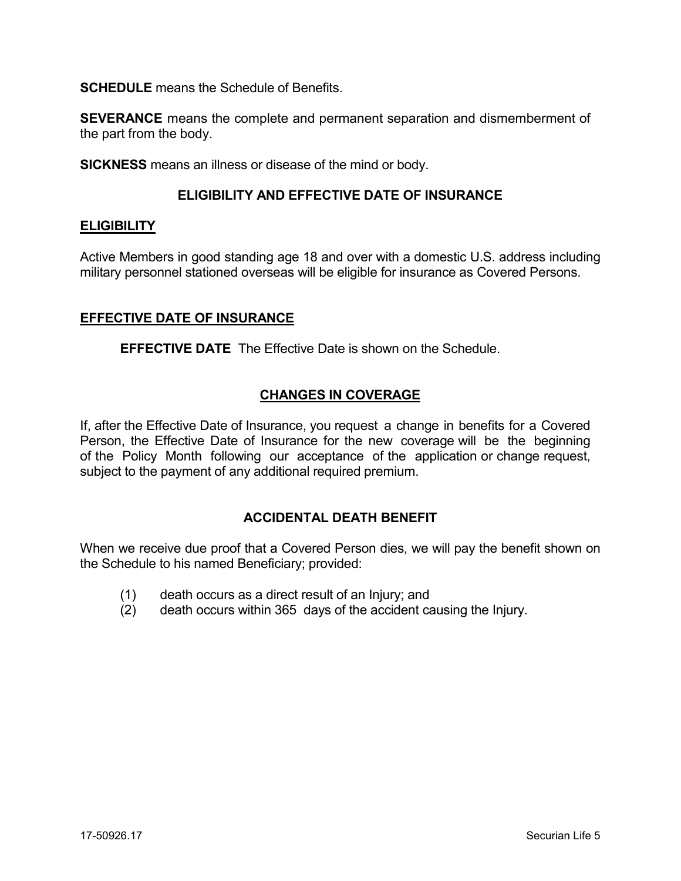**SCHEDULE** means the Schedule of Benefits.

**SEVERANCE** means the complete and permanent separation and dismemberment of the part from the body.

**SICKNESS** means an illness or disease of the mind or body.

## ELIGIBILITY AND EFFECTIVE DATE OF INSURANCE

### ELIGIBILITY

Active Members in good standing age 18 and over with a domestic U.S. address including military personnel stationed overseas will be eligible for insurance as Covered Persons.

### EFFECTIVE DATE OF INSURANCE

**EFFECTIVE DATE** The Effective Date is shown on the Schedule.

## CHANGES IN COVERAGE

If, after the Effective Date of Insurance, you request a change in benefits for a Covered Person, the Effective Date of Insurance for the new coverage will be the beginning of the Policy Month following our acceptance of the application or change request, subject to the payment of any additional required premium.

## ACCIDENTAL DEATH BENEFIT

When we receive due proof that a Covered Person dies, we will pay the benefit shown on the Schedule to his named Beneficiary; provided:

(1) death occurs as a direct result of an Injury; and
(2) death occurs within 365 days of the accident causing the Injury.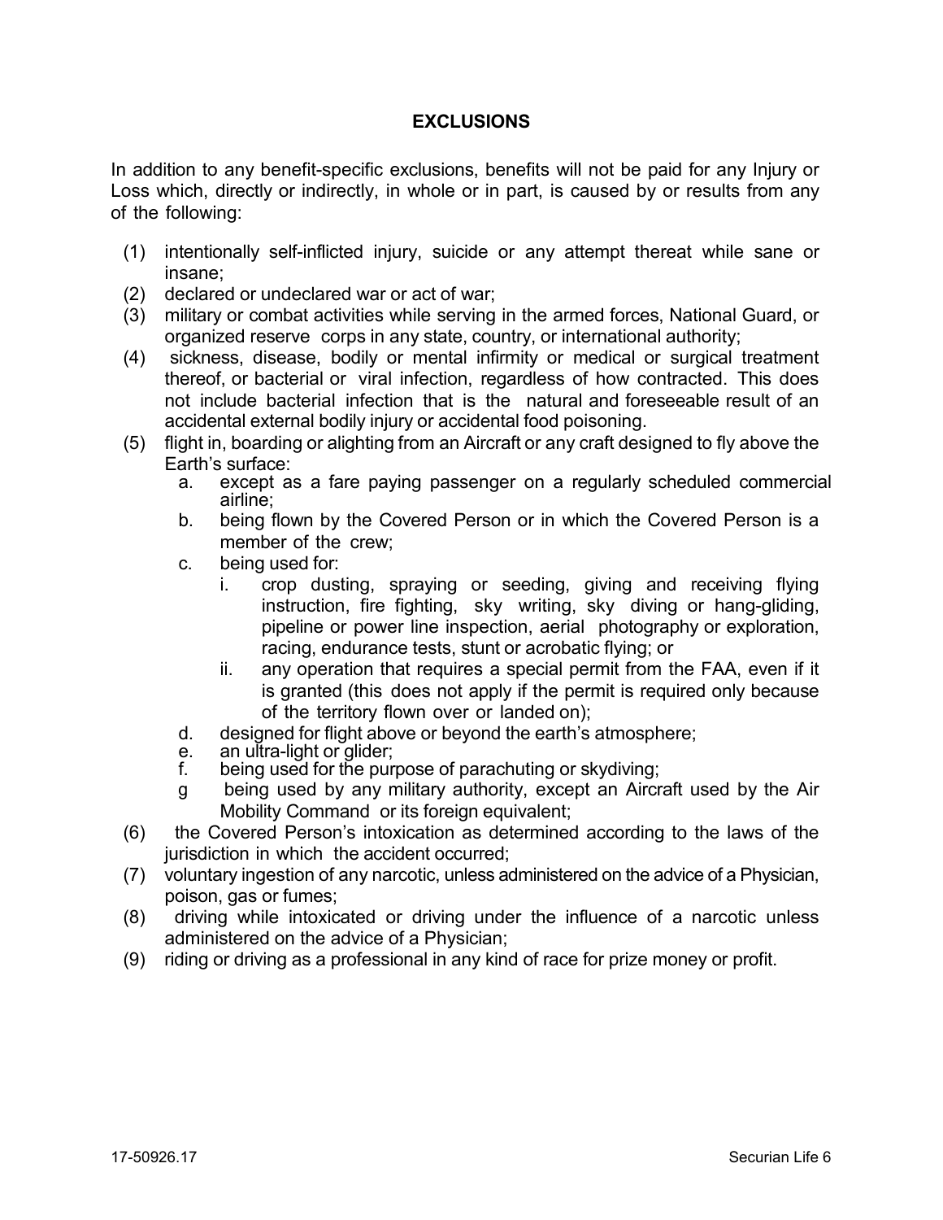## EXCLUSIONS

In addition to any benefit-specific exclusions, benefits will not be paid for any Injury or Loss which, directly or indirectly, in whole or in part, is caused by or results from any of the following:

(1) intentionally self-inflicted injury, suicide or any attempt thereat while sane or insane;
(2) declared or undeclared war or act of war;
(3) military or combat activities while serving in the armed forces, National Guard, or organized reserve corps in any state, country, or international authority;
(4) sickness, disease, bodily or mental infirmity or medical or surgical treatment thereof, or bacterial or viral infection, regardless of how contracted. This does not include bacterial infection that is the natural and foreseeable result of an accidental external bodily injury or accidental food poisoning.
(5) flight in, boarding or alighting from an Aircraft or any craft designed to fly above the Earth's surface:
    a. except as a fare paying passenger on a regularly scheduled commercial airline;
    b. being flown by the Covered Person or in which the Covered Person is a member of the crew;
    c. being used for:
        i. crop dusting, spraying or seeding, giving and receiving flying instruction, fire fighting, sky writing, sky diving or hang-gliding, pipeline or power line inspection, aerial photography or exploration, racing, endurance tests, stunt or acrobatic flying; or
        ii. any operation that requires a special permit from the FAA, even if it is granted (this does not apply if the permit is required only because of the territory flown over or landed on);
    d. designed for flight above or beyond the earth's atmosphere;
    e. an ultra-light or glider;
    f. being used for the purpose of parachuting or skydiving;
    g being used by any military authority, except an Aircraft used by the Air Mobility Command or its foreign equivalent;
(6) the Covered Person's intoxication as determined according to the laws of the jurisdiction in which the accident occurred;
(7) voluntary ingestion of any narcotic, unless administered on the advice of a Physician, poison, gas or fumes;
(8) driving while intoxicated or driving under the influence of a narcotic unless administered on the advice of a Physician;
(9) riding or driving as a professional in any kind of race for prize money or profit.

17-50926.17 Securian Life 6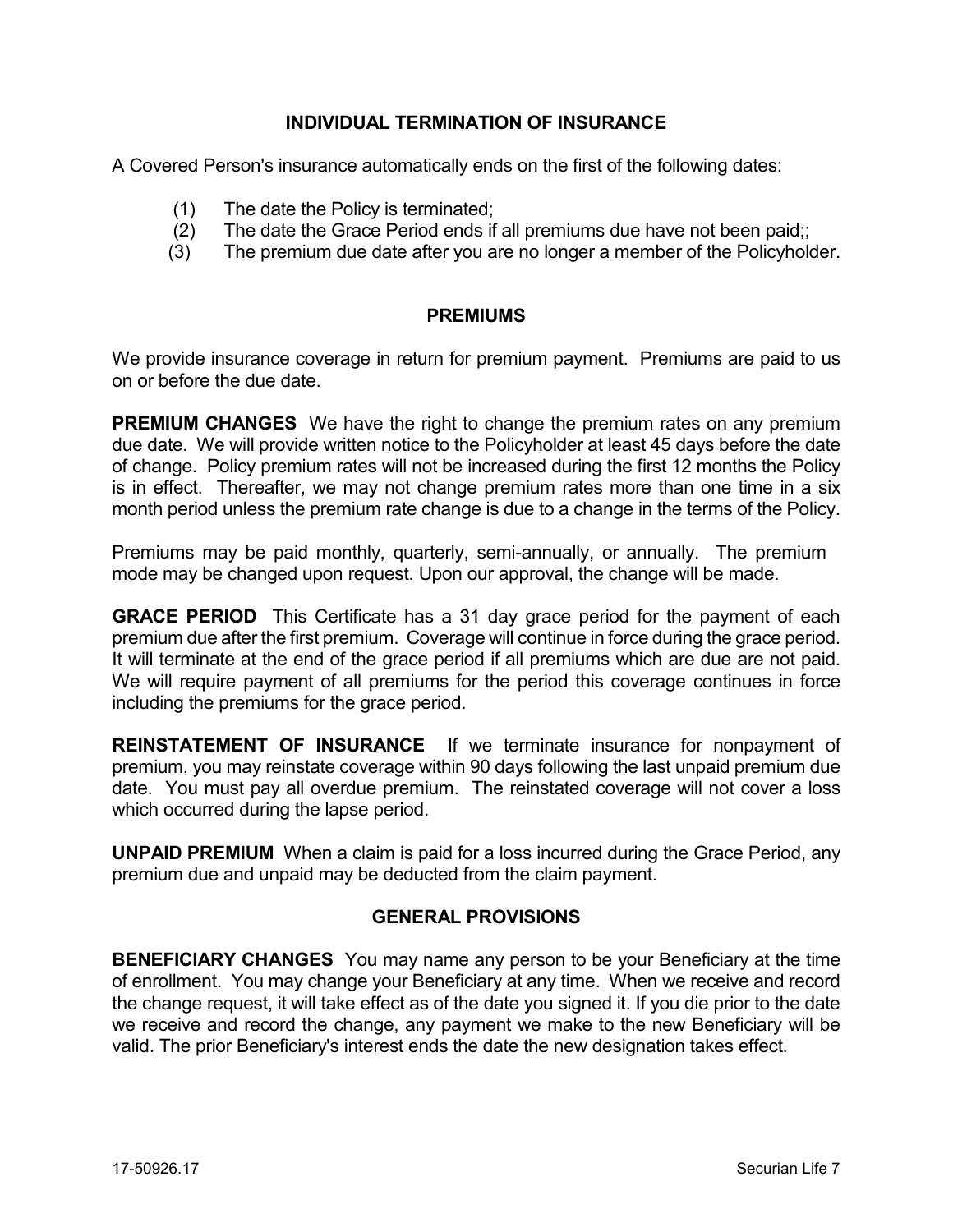## INDIVIDUAL TERMINATION OF INSURANCE

A Covered Person's insurance automatically ends on the first of the following dates:

(1) The date the Policy is terminated;
(2) The date the Grace Period ends if all premiums due have not been paid;;
(3) The premium due date after you are no longer a member of the Policyholder.

## PREMIUMS

We provide insurance coverage in return for premium payment. Premiums are paid to us on or before the due date.

**PREMIUM CHANGES** We have the right to change the premium rates on any premium due date. We will provide written notice to the Policyholder at least 45 days before the date of change. Policy premium rates will not be increased during the first 12 months the Policy is in effect. Thereafter, we may not change premium rates more than one time in a six month period unless the premium rate change is due to a change in the terms of the Policy.

Premiums may be paid monthly, quarterly, semi-annually, or annually. The premium mode may be changed upon request. Upon our approval, the change will be made.

**GRACE PERIOD** This Certificate has a 31 day grace period for the payment of each premium due after the first premium. Coverage will continue in force during the grace period. It will terminate at the end of the grace period if all premiums which are due are not paid. We will require payment of all premiums for the period this coverage continues in force including the premiums for the grace period.

**REINSTATEMENT OF INSURANCE** If we terminate insurance for nonpayment of premium, you may reinstate coverage within 90 days following the last unpaid premium due date. You must pay all overdue premium. The reinstated coverage will not cover a loss which occurred during the lapse period.

**UNPAID PREMIUM** When a claim is paid for a loss incurred during the Grace Period, any premium due and unpaid may be deducted from the claim payment.

## GENERAL PROVISIONS

**BENEFICIARY CHANGES** You may name any person to be your Beneficiary at the time of enrollment. You may change your Beneficiary at any time. When we receive and record the change request, it will take effect as of the date you signed it. If you die prior to the date we receive and record the change, any payment we make to the new Beneficiary will be valid. The prior Beneficiary's interest ends the date the new designation takes effect.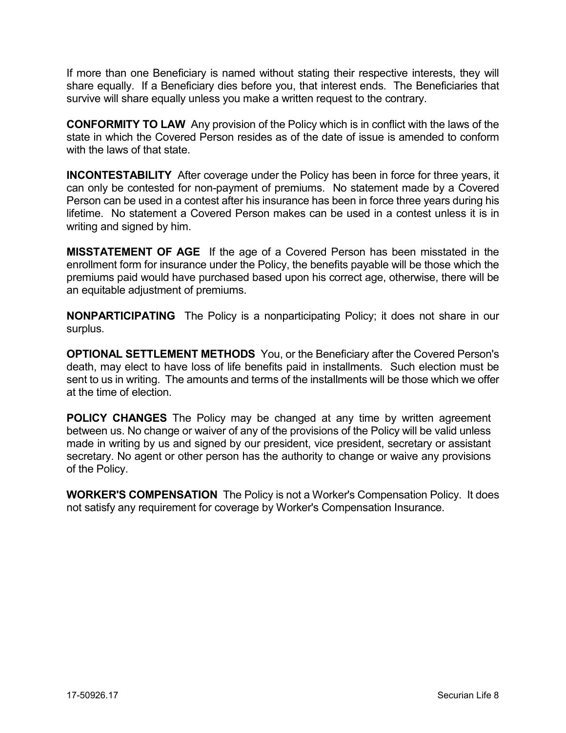If more than one Beneficiary is named without stating their respective interests, they will share equally. If a Beneficiary dies before you, that interest ends. The Beneficiaries that survive will share equally unless you make a written request to the contrary.

**CONFORMITY TO LAW** Any provision of the Policy which is in conflict with the laws of the state in which the Covered Person resides as of the date of issue is amended to conform with the laws of that state.

**INCONTESTABILITY** After coverage under the Policy has been in force for three years, it can only be contested for non-payment of premiums. No statement made by a Covered Person can be used in a contest after his insurance has been in force three years during his lifetime. No statement a Covered Person makes can be used in a contest unless it is in writing and signed by him.

**MISSTATEMENT OF AGE** If the age of a Covered Person has been misstated in the enrollment form for insurance under the Policy, the benefits payable will be those which the premiums paid would have purchased based upon his correct age, otherwise, there will be an equitable adjustment of premiums.

**NONPARTICIPATING** The Policy is a nonparticipating Policy; it does not share in our surplus.

**OPTIONAL SETTLEMENT METHODS** You, or the Beneficiary after the Covered Person's death, may elect to have loss of life benefits paid in installments. Such election must be sent to us in writing. The amounts and terms of the installments will be those which we offer at the time of election.

**POLICY CHANGES** The Policy may be changed at any time by written agreement between us. No change or waiver of any of the provisions of the Policy will be valid unless made in writing by us and signed by our president, vice president, secretary or assistant secretary. No agent or other person has the authority to change or waive any provisions of the Policy.

**WORKER'S COMPENSATION** The Policy is not a Worker's Compensation Policy. It does not satisfy any requirement for coverage by Worker's Compensation Insurance.

17-50926.17 Securian Life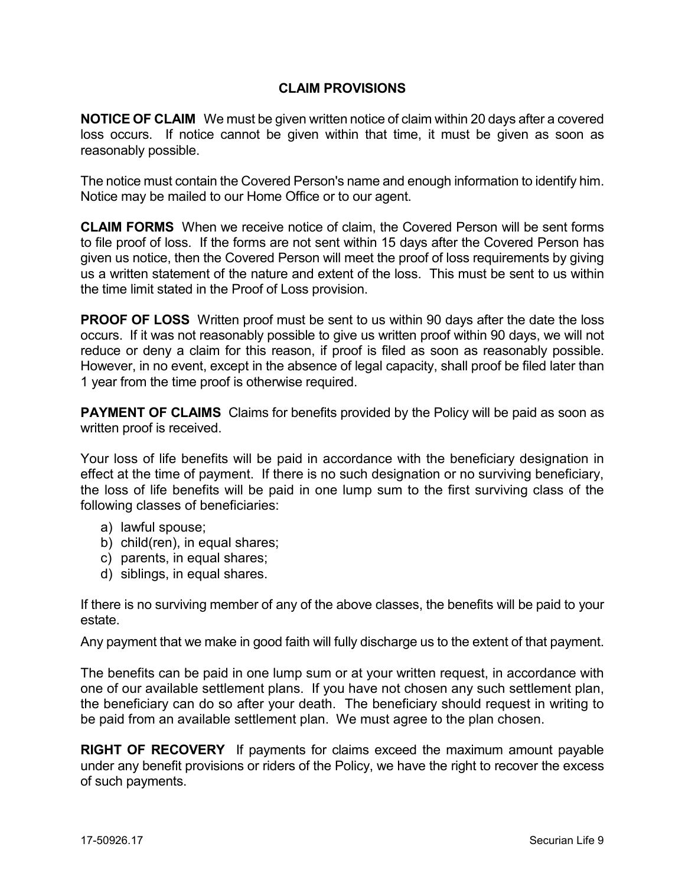## CLAIM PROVISIONS

**NOTICE OF CLAIM** We must be given written notice of claim within 20 days after a covered loss occurs. If notice cannot be given within that time, it must be given as soon as reasonably possible.

The notice must contain the Covered Person's name and enough information to identify him. Notice may be mailed to our Home Office or to our agent.

**CLAIM FORMS** When we receive notice of claim, the Covered Person will be sent forms to file proof of loss. If the forms are not sent within 15 days after the Covered Person has given us notice, then the Covered Person will meet the proof of loss requirements by giving us a written statement of the nature and extent of the loss. This must be sent to us within the time limit stated in the Proof of Loss provision.

**PROOF OF LOSS** Written proof must be sent to us within 90 days after the date the loss occurs. If it was not reasonably possible to give us written proof within 90 days, we will not reduce or deny a claim for this reason, if proof is filed as soon as reasonably possible. However, in no event, except in the absence of legal capacity, shall proof be filed later than 1 year from the time proof is otherwise required.

**PAYMENT OF CLAIMS** Claims for benefits provided by the Policy will be paid as soon as written proof is received.

Your loss of life benefits will be paid in accordance with the beneficiary designation in effect at the time of payment. If there is no such designation or no surviving beneficiary, the loss of life benefits will be paid in one lump sum to the first surviving class of the following classes of beneficiaries:

a) lawful spouse;
b) child(ren), in equal shares;
c) parents, in equal shares;
d) siblings, in equal shares.

If there is no surviving member of any of the above classes, the benefits will be paid to your estate.

Any payment that we make in good faith will fully discharge us to the extent of that payment.

The benefits can be paid in one lump sum or at your written request, in accordance with one of our available settlement plans. If you have not chosen any such settlement plan, the beneficiary can do so after your death. The beneficiary should request in writing to be paid from an available settlement plan. We must agree to the plan chosen.

**RIGHT OF RECOVERY** If payments for claims exceed the maximum amount payable under any benefit provisions or riders of the Policy, we have the right to recover the excess of such payments.

17-50926.17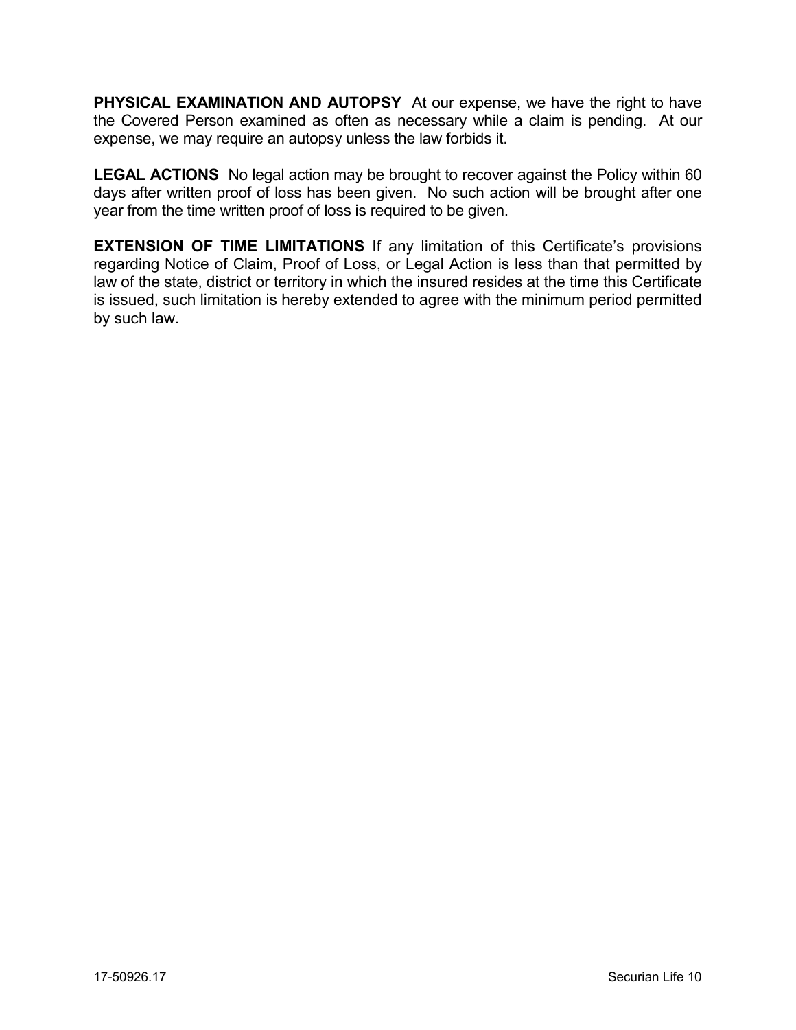**PHYSICAL EXAMINATION AND AUTOPSY** At our expense, we have the right to have the Covered Person examined as often as necessary while a claim is pending. At our expense, we may require an autopsy unless the law forbids it.

**LEGAL ACTIONS** No legal action may be brought to recover against the Policy within 60 days after written proof of loss has been given. No such action will be brought after one year from the time written proof of loss is required to be given.

**EXTENSION OF TIME LIMITATIONS** If any limitation of this Certificate's provisions regarding Notice of Claim, Proof of Loss, or Legal Action is less than that permitted by law of the state, district or territory in which the insured resides at the time this Certificate is issued, such limitation is hereby extended to agree with the minimum period permitted by such law.